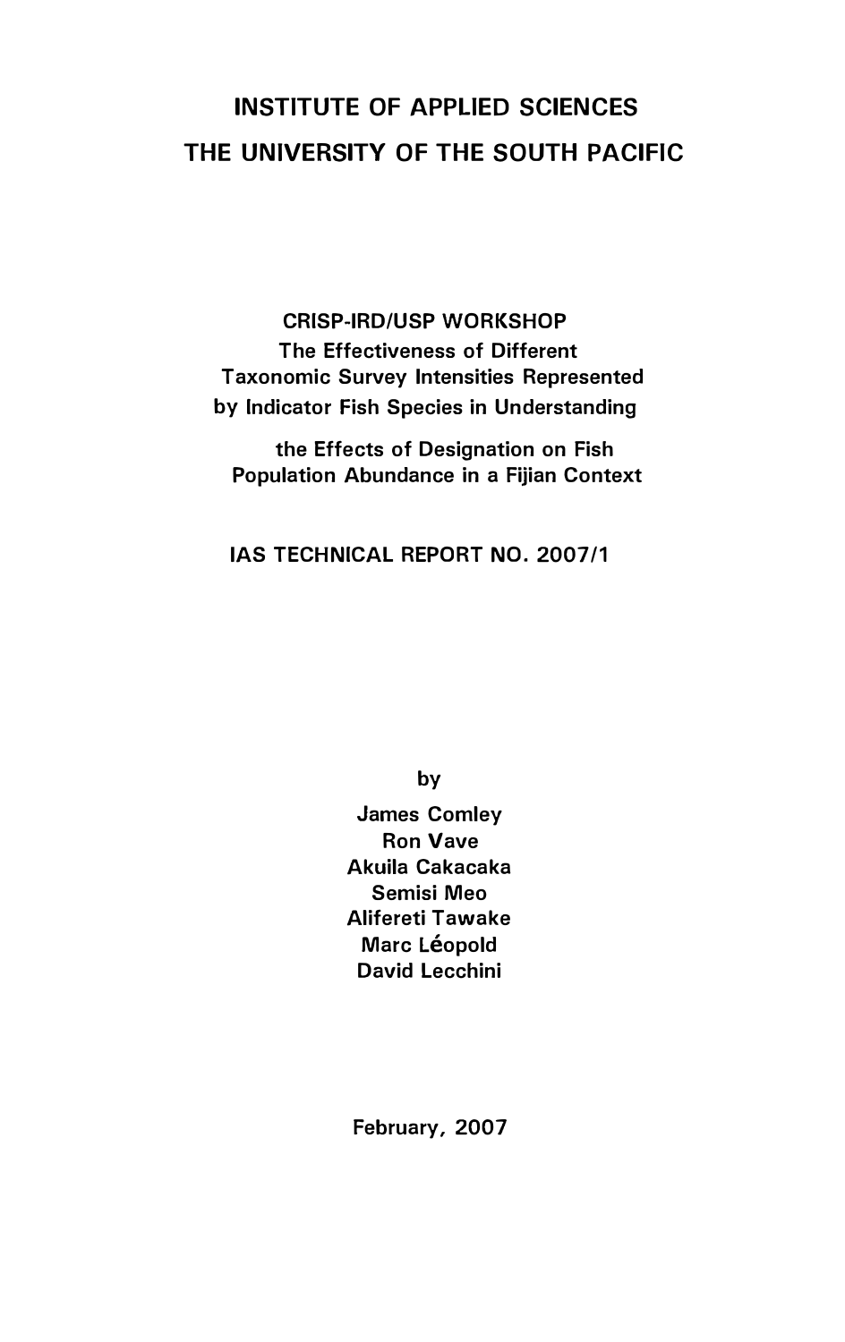# INSTITUTE OF APPLIED SCIENCES
# THE UNIVERSITY OF THE SOUTH PACIFIC

## CRISP-IRD/USP WORKSHOP
## The Effectiveness of Different Taxonomic Survey Intensities Represented by Indicator Fish Species in Understanding the Effects of Designation on Fish Population Abundance in a Fijian Context

### IAS TECHNICAL REPORT NO. 2007/1

by

James Comley
Ron Vave
Akuila Cakacaka
Semisi Meo
Alifereti Tawake
Marc Léopold
David Lecchini

February, 2007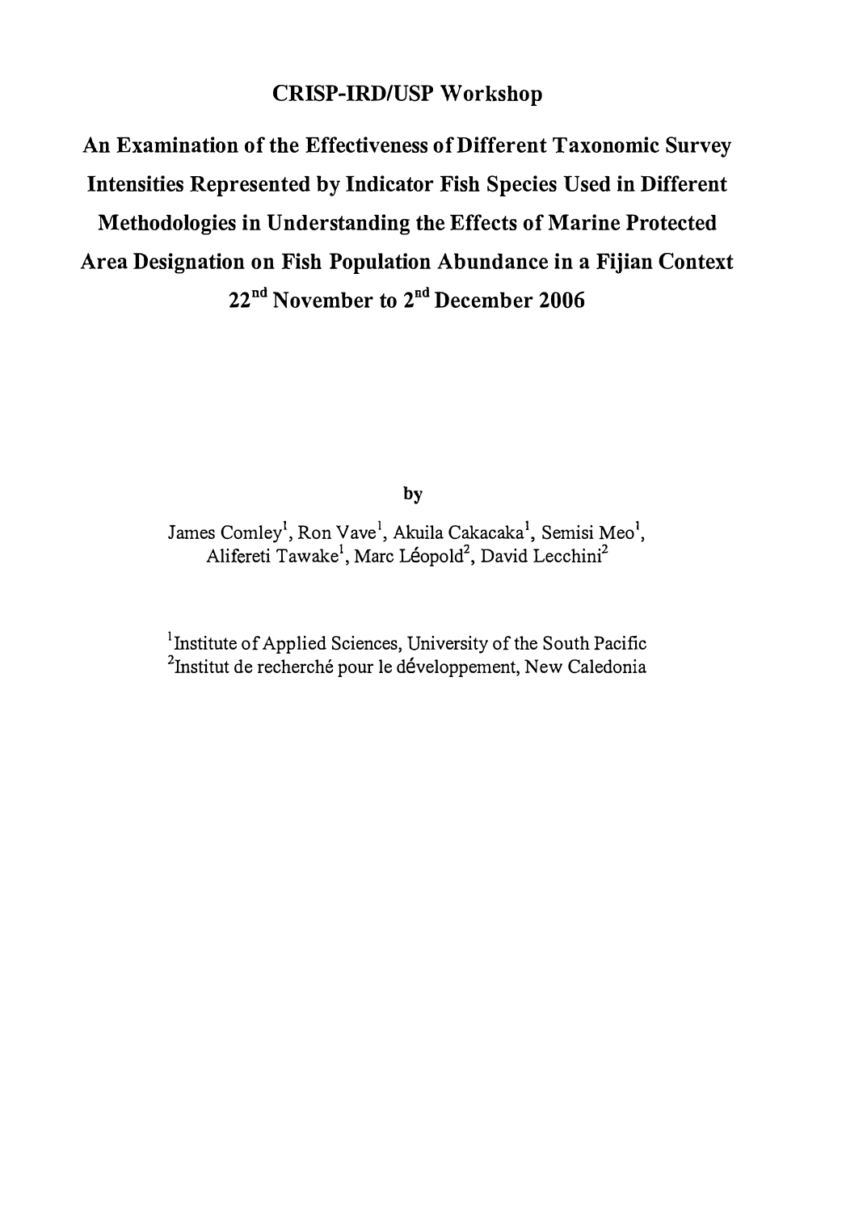# CRISP-IRD/USP Workshop

# An Examination of the Effectiveness of Different Taxonomic Survey Intensities Represented by Indicator Fish Species Used in Different Methodologies in Understanding the Effects of Marine Protected Area Designation on Fish Population Abundance in a Fijian Context

## 22nd November to 2nd December 2006

by

James Comley[1], Ron Vave[1], Akuila Cakacaka[1], Semisi Meo[1], Alifereti Tawake[1], Marc Léopold[2], David Lecchini[2]

[1]Institute of Applied Sciences, University of the South Pacific
[2]Institut de recherché pour le développement, New Caledonia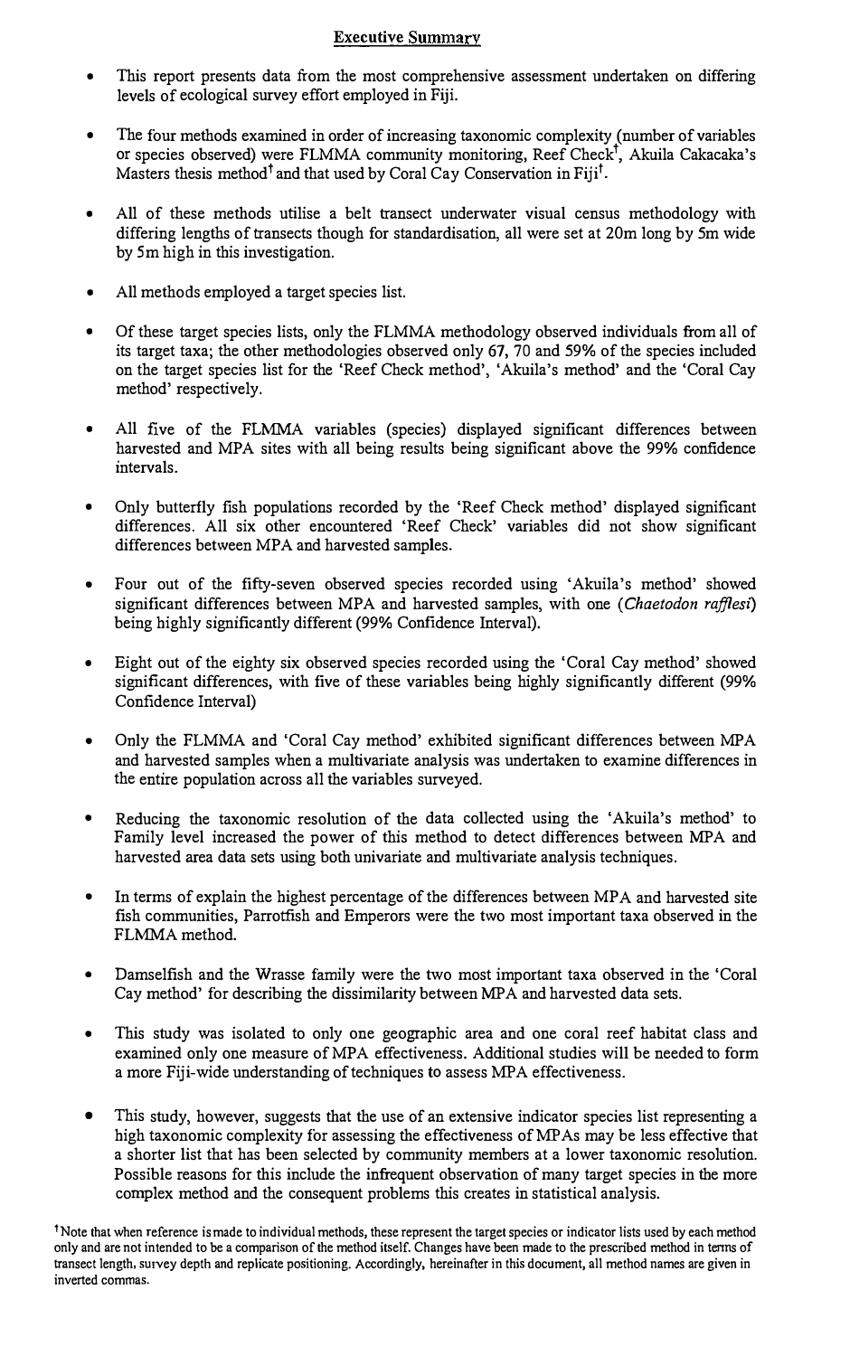## Executive Summary

- This report presents data from the most comprehensive assessment undertaken on differing levels of ecological survey effort employed in Fiji.
- The four methods examined in order of increasing taxonomic complexity (number of variables or species observed) were FLMMA community monitoring, Reef Check†, Akuila Cakacaka's Masters thesis method† and that used by Coral Cay Conservation in Fiji†.
- All of these methods utilise a belt transect underwater visual census methodology with differing lengths of transects though for standardisation, all were set at 20m long by 5m wide by 5m high in this investigation.
- All methods employed a target species list.
- Of these target species lists, only the FLMMA methodology observed individuals from all of its target taxa; the other methodologies observed only 67, 70 and 59% of the species included on the target species list for the 'Reef Check method', 'Akuila's method' and the 'Coral Cay method' respectively.
- All five of the FLMMA variables (species) displayed significant differences between harvested and MPA sites with all being results being significant above the 99% confidence intervals.
- Only butterfly fish populations recorded by the 'Reef Check method' displayed significant differences. All six other encountered 'Reef Check' variables did not show significant differences between MPA and harvested samples.
- Four out of the fifty-seven observed species recorded using 'Akuila's method' showed significant differences between MPA and harvested samples, with one (*Chaetodon rafflesi*) being highly significantly different (99% Confidence Interval).
- Eight out of the eighty six observed species recorded using the 'Coral Cay method' showed significant differences, with five of these variables being highly significantly different (99% Confidence Interval)
- Only the FLMMA and 'Coral Cay method' exhibited significant differences between MPA and harvested samples when a multivariate analysis was undertaken to examine differences in the entire population across all the variables surveyed.
- Reducing the taxonomic resolution of the data collected using the 'Akuila's method' to Family level increased the power of this method to detect differences between MPA and harvested area data sets using both univariate and multivariate analysis techniques.
- In terms of explain the highest percentage of the differences between MPA and harvested site fish communities, Parrotfish and Emperors were the two most important taxa observed in the FLMMA method.
- Damselfish and the Wrasse family were the two most important taxa observed in the 'Coral Cay method' for describing the dissimilarity between MPA and harvested data sets.
- This study was isolated to only one geographic area and one coral reef habitat class and examined only one measure of MPA effectiveness. Additional studies will be needed to form a more Fiji-wide understanding of techniques to assess MPA effectiveness.
- This study, however, suggests that the use of an extensive indicator species list representing a high taxonomic complexity for assessing the effectiveness of MPAs may be less effective that a shorter list that has been selected by community members at a lower taxonomic resolution. Possible reasons for this include the infrequent observation of many target species in the more complex method and the consequent problems this creates in statistical analysis.

† Note that when reference is made to individual methods, these represent the target species or indicator lists used by each method only and are not intended to be a comparison of the method itself. Changes have been made to the prescribed method in terms of transect length, survey depth and replicate positioning. Accordingly, hereinafter in this document, all method names are given in inverted commas.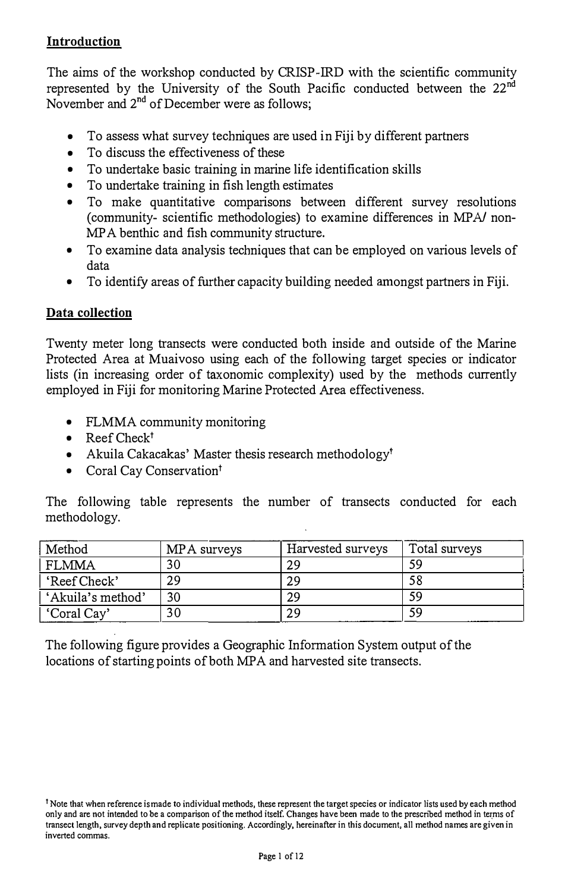## Introduction

The aims of the workshop conducted by CRISP-IRD with the scientific community represented by the University of the South Pacific conducted between the 22nd November and 2nd of December were as follows;

- To assess what survey techniques are used in Fiji by different partners
- To discuss the effectiveness of these
- To undertake basic training in marine life identification skills
- To undertake training in fish length estimates
- To make quantitative comparisons between different survey resolutions (community- scientific methodologies) to examine differences in MPA/ non-MPA benthic and fish community structure.
- To examine data analysis techniques that can be employed on various levels of data
- To identify areas of further capacity building needed amongst partners in Fiji.

## Data collection

Twenty meter long transects were conducted both inside and outside of the Marine Protected Area at Muaivoso using each of the following target species or indicator lists (in increasing order of taxonomic complexity) used by the methods currently employed in Fiji for monitoring Marine Protected Area effectiveness.

- FLMMA community monitoring
- Reef Check†
- Akuila Cakacakas' Master thesis research methodology†
- Coral Cay Conservation†

The following table represents the number of transects conducted for each methodology.

| Method | MPA surveys | Harvested surveys | Total surveys |
|---|---|---|---|
| FLMMA | 30 | 29 | 59 |
| 'Reef Check' | 29 | 29 | 58 |
| 'Akuila's method' | 30 | 29 | 59 |
| 'Coral Cay' | 30 | 29 | 59 |

The following figure provides a Geographic Information System output of the locations of starting points of both MPA and harvested site transects.

† Note that when reference is made to individual methods, these represent the target species or indicator lists used by each method only and are not intended to be a comparison of the method itself. Changes have been made to the prescribed method in terms of transect length, survey depth and replicate positioning. Accordingly, hereinafter in this document, all method names are given in inverted commas.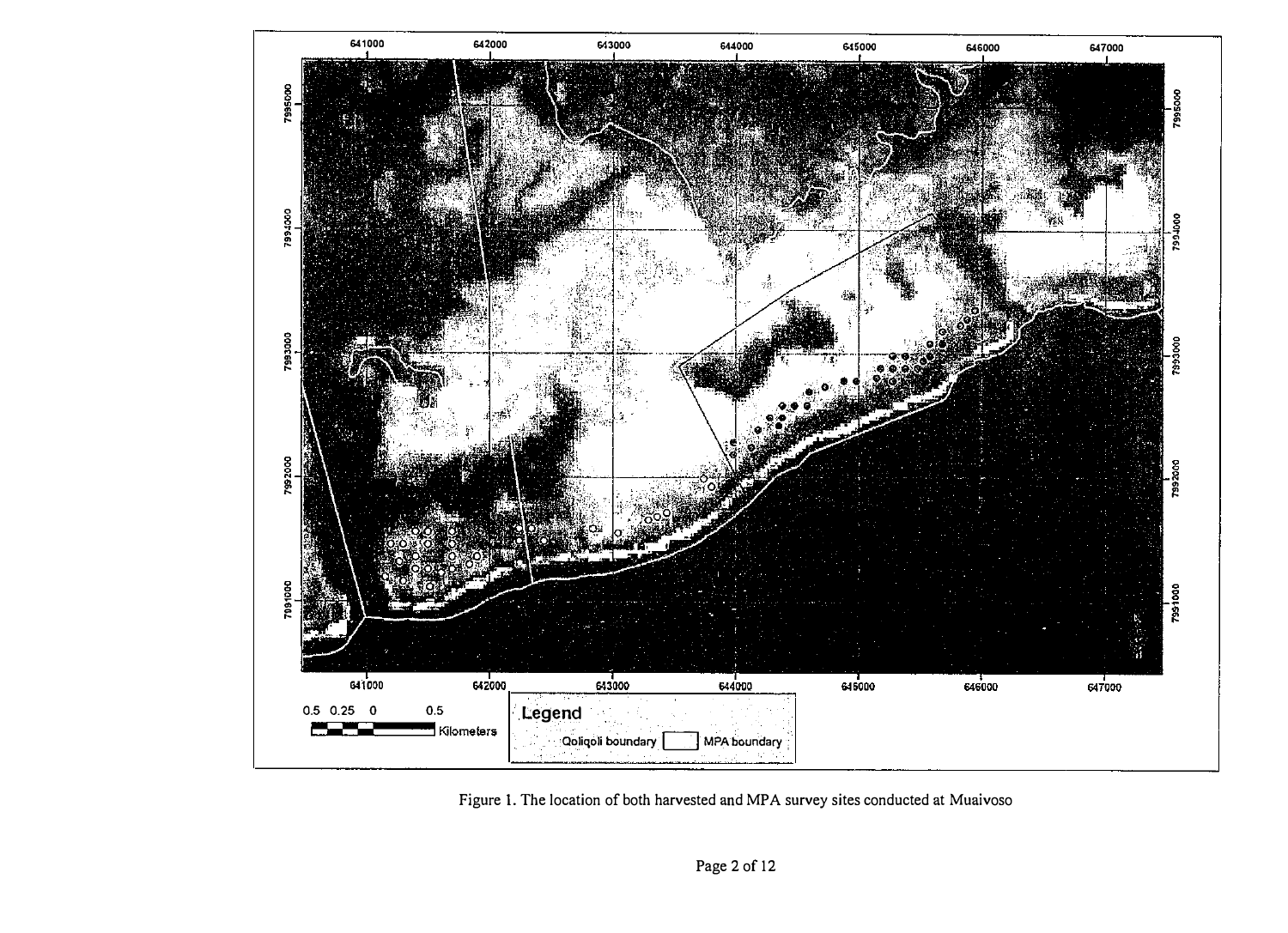Figure 1. The location of both harvested and MPA survey sites conducted at Muaivoso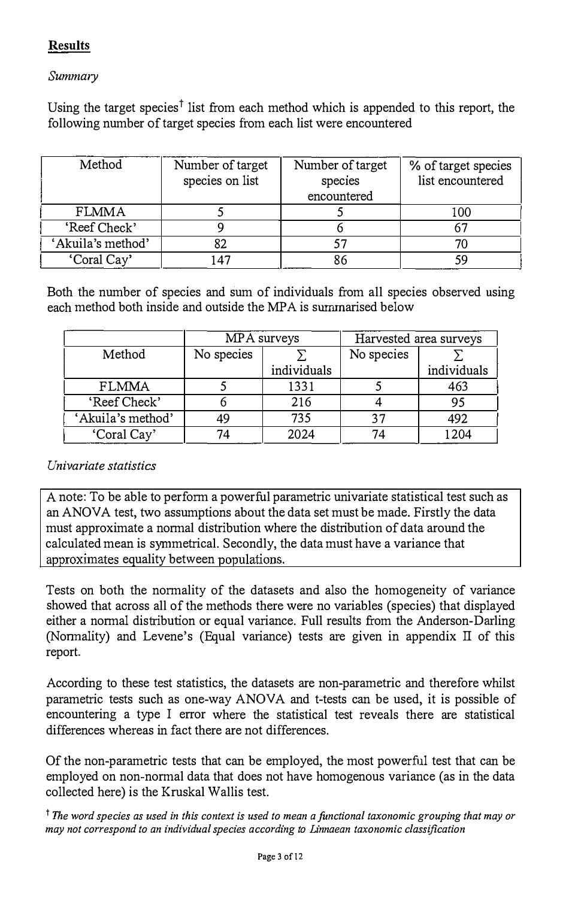## Results

*Summary*

Using the target species† list from each method which is appended to this report, the following number of target species from each list were encountered

| Method | Number of target species on list | Number of target species encountered | % of target species list encountered |
|---|---|---|---|
| FLMMA | 5 | 5 | 100 |
| 'Reef Check' | 9 | 6 | 67 |
| 'Akuila's method' | 82 | 57 | 70 |
| 'Coral Cay' | 147 | 86 | 59 |

Both the number of species and sum of individuals from all species observed using each method both inside and outside the MPA is summarised below

| | MPA surveys | | Harvested area surveys | |
|---|---|---|---|---|
| Method | No species | $\sum$ individuals | No species | $\sum$ individuals |
| FLMMA | 5 | 1331 | 5 | 463 |
| 'Reef Check' | 6 | 216 | 4 | 95 |
| 'Akuila's method' | 49 | 735 | 37 | 492 |
| 'Coral Cay' | 74 | 2024 | 74 | 1204 |

*Univariate statistics*

A note: To be able to perform a powerful parametric univariate statistical test such as an ANOVA test, two assumptions about the data set must be made. Firstly the data must approximate a normal distribution where the distribution of data around the calculated mean is symmetrical. Secondly, the data must have a variance that approximates equality between populations.

Tests on both the normality of the datasets and also the homogeneity of variance showed that across all of the methods there were no variables (species) that displayed either a normal distribution or equal variance. Full results from the Anderson-Darling (Normality) and Levene's (Equal variance) tests are given in appendix II of this report.

According to these test statistics, the datasets are non-parametric and therefore whilst parametric tests such as one-way ANOVA and t-tests can be used, it is possible of encountering a type I error where the statistical test reveals there are statistical differences whereas in fact there are not differences.

Of the non-parametric tests that can be employed, the most powerful test that can be employed on non-normal data that does not have homogenous variance (as in the data collected here) is the Kruskal Wallis test.

† *The word species as used in this context is used to mean a functional taxonomic grouping that may or may not correspond to an individual species according to Linnaean taxonomic classification*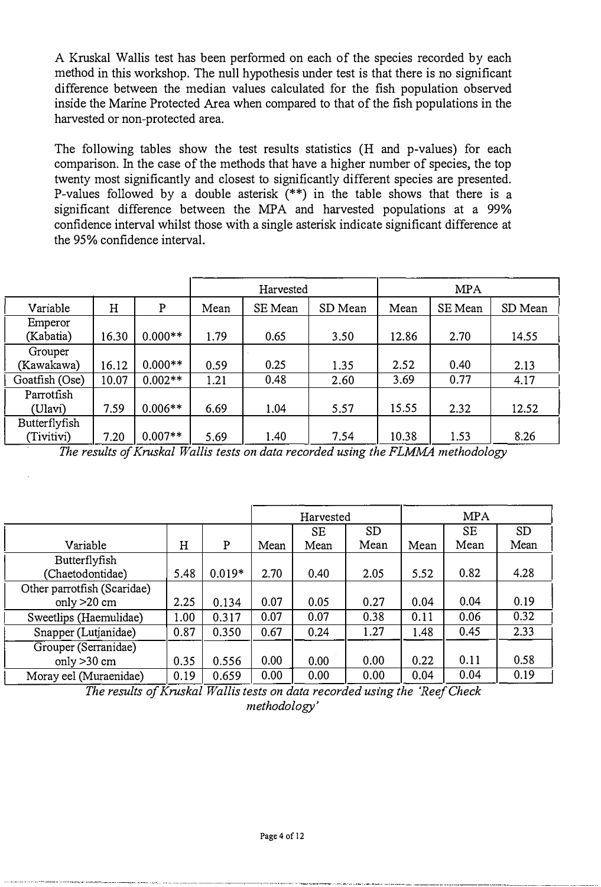A Kruskal Wallis test has been performed on each of the species recorded by each method in this workshop. The null hypothesis under test is that there is no significant difference between the median values calculated for the fish population observed inside the Marine Protected Area when compared to that of the fish populations in the harvested or non-protected area.

The following tables show the test results statistics (H and p-values) for each comparison. In the case of the methods that have a higher number of species, the top twenty most significantly and closest to significantly different species are presented. P-values followed by a double asterisk (**) in the table shows that there is a significant difference between the MPA and harvested populations at a 99% confidence interval whilst those with a single asterisk indicate significant difference at the 95% confidence interval.

| | | | Harvested | | | MPA | | |
|---|---|---|---|---|---|---|---|---|
| Variable | H | P | Mean | SE Mean | SD Mean | Mean | SE Mean | SD Mean |
| Emperor (Kabatia) | 16.30 | 0.000** | 1.79 | 0.65 | 3.50 | 12.86 | 2.70 | 14.55 |
| Grouper (Kawakawa) | 16.12 | 0.000** | 0.59 | 0.25 | 1.35 | 2.52 | 0.40 | 2.13 |
| Goatfish (Ose) | 10.07 | 0.002** | 1.21 | 0.48 | 2.60 | 3.69 | 0.77 | 4.17 |
| Parrotfish (Ulavi) | 7.59 | 0.006** | 6.69 | 1.04 | 5.57 | 15.55 | 2.32 | 12.52 |
| Butterflyfish (Tivitivi) | 7.20 | 0.007** | 5.69 | 1.40 | 7.54 | 10.38 | 1.53 | 8.26 |

*The results of Kruskal Wallis tests on data recorded using the FLMMA methodology*

| | | | Harvested | | | MPA | | |
|---|---|---|---|---|---|---|---|---|
| Variable | H | P | Mean | SE Mean | SD Mean | Mean | SE Mean | SD Mean |
| Butterflyfish (Chaetodontidae) | 5.48 | 0.019* | 2.70 | 0.40 | 2.05 | 5.52 | 0.82 | 4.28 |
| Other parrotfish (Scaridae) only >20 cm | 2.25 | 0.134 | 0.07 | 0.05 | 0.27 | 0.04 | 0.04 | 0.19 |
| Sweetlips (Haemulidae) | 1.00 | 0.317 | 0.07 | 0.07 | 0.38 | 0.11 | 0.06 | 0.32 |
| Snapper (Lutjanidae) | 0.87 | 0.350 | 0.67 | 0.24 | 1.27 | 1.48 | 0.45 | 2.33 |
| Grouper (Serranidae) only >30 cm | 0.35 | 0.556 | 0.00 | 0.00 | 0.00 | 0.22 | 0.11 | 0.58 |
| Moray eel (Muraenidae) | 0.19 | 0.659 | 0.00 | 0.00 | 0.00 | 0.04 | 0.04 | 0.19 |

*The results of Kruskal Wallis tests on data recorded using the 'Reef Check methodology'*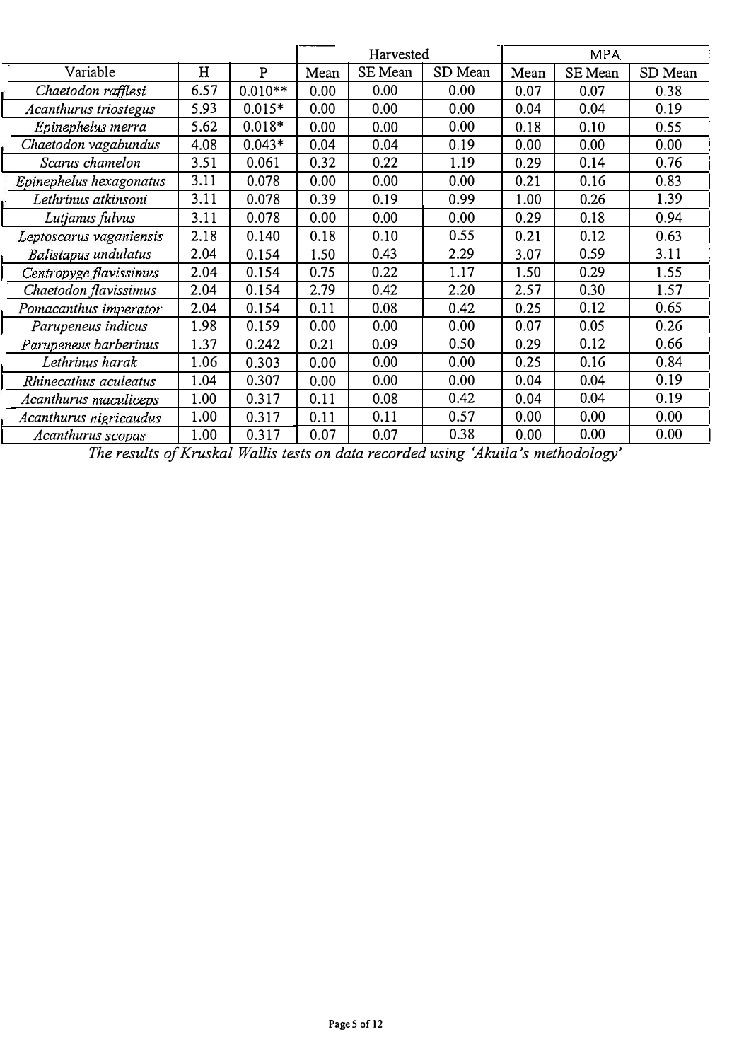| Variable | H | P | Harvested | | | MPA | | |
|---|---|---|---|---|---|---|---|---|
| | | | Mean | SE Mean | SD Mean | Mean | SE Mean | SD Mean |
| *Chaetodon rafflesi* | 6.57 | 0.010** | 0.00 | 0.00 | 0.00 | 0.07 | 0.07 | 0.38 |
| *Acanthurus triostegus* | 5.93 | 0.015* | 0.00 | 0.00 | 0.00 | 0.04 | 0.04 | 0.19 |
| *Epinephelus merra* | 5.62 | 0.018* | 0.00 | 0.00 | 0.00 | 0.18 | 0.10 | 0.55 |
| *Chaetodon vagabundus* | 4.08 | 0.043* | 0.04 | 0.04 | 0.19 | 0.00 | 0.00 | 0.00 |
| *Scarus chamelon* | 3.51 | 0.061 | 0.32 | 0.22 | 1.19 | 0.29 | 0.14 | 0.76 |
| *Epinephelus hexagonatus* | 3.11 | 0.078 | 0.00 | 0.00 | 0.00 | 0.21 | 0.16 | 0.83 |
| *Lethrinus atkinsoni* | 3.11 | 0.078 | 0.39 | 0.19 | 0.99 | 1.00 | 0.26 | 1.39 |
| *Lutjanus fulvus* | 3.11 | 0.078 | 0.00 | 0.00 | 0.00 | 0.29 | 0.18 | 0.94 |
| *Leptoscarus vaganiensis* | 2.18 | 0.140 | 0.18 | 0.10 | 0.55 | 0.21 | 0.12 | 0.63 |
| *Balistapus undulatus* | 2.04 | 0.154 | 1.50 | 0.43 | 2.29 | 3.07 | 0.59 | 3.11 |
| *Centropyge flavissimus* | 2.04 | 0.154 | 0.75 | 0.22 | 1.17 | 1.50 | 0.29 | 1.55 |
| *Chaetodon flavissimus* | 2.04 | 0.154 | 2.79 | 0.42 | 2.20 | 2.57 | 0.30 | 1.57 |
| *Pomacanthus imperator* | 2.04 | 0.154 | 0.11 | 0.08 | 0.42 | 0.25 | 0.12 | 0.65 |
| *Parupeneus indicus* | 1.98 | 0.159 | 0.00 | 0.00 | 0.00 | 0.07 | 0.05 | 0.26 |
| *Parupeneus barberinus* | 1.37 | 0.242 | 0.21 | 0.09 | 0.50 | 0.29 | 0.12 | 0.66 |
| *Lethrinus harak* | 1.06 | 0.303 | 0.00 | 0.00 | 0.00 | 0.25 | 0.16 | 0.84 |
| *Rhinecathus aculeatus* | 1.04 | 0.307 | 0.00 | 0.00 | 0.00 | 0.04 | 0.04 | 0.19 |
| *Acanthurus maculiceps* | 1.00 | 0.317 | 0.11 | 0.08 | 0.42 | 0.04 | 0.04 | 0.19 |
| *Acanthurus nigricaudus* | 1.00 | 0.317 | 0.11 | 0.11 | 0.57 | 0.00 | 0.00 | 0.00 |
| *Acanthurus scopas* | 1.00 | 0.317 | 0.07 | 0.07 | 0.38 | 0.00 | 0.00 | 0.00 |

*The results of Kruskal Wallis tests on data recorded using 'Akuila's methodology'*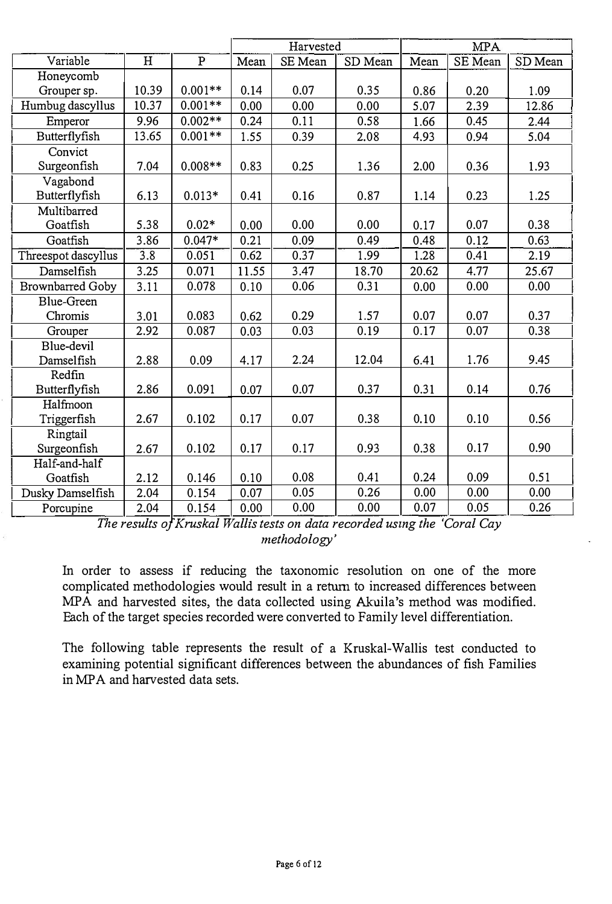| Variable | H | P | Harvested | | | MPA | | |
|---|---|---|---|---|---|---|---|---|
| | | | Mean | SE Mean | SD Mean | Mean | SE Mean | SD Mean |
| Honeycomb Grouper sp. | 10.39 | 0.001** | 0.14 | 0.07 | 0.35 | 0.86 | 0.20 | 1.09 |
| Humbug dascyllus | 10.37 | 0.001** | 0.00 | 0.00 | 0.00 | 5.07 | 2.39 | 12.86 |
| Emperor | 9.96 | 0.002** | 0.24 | 0.11 | 0.58 | 1.66 | 0.45 | 2.44 |
| Butterflyfish | 13.65 | 0.001** | 1.55 | 0.39 | 2.08 | 4.93 | 0.94 | 5.04 |
| Convict Surgeonfish | 7.04 | 0.008** | 0.83 | 0.25 | 1.36 | 2.00 | 0.36 | 1.93 |
| Vagabond Butterflyfish | 6.13 | 0.013* | 0.41 | 0.16 | 0.87 | 1.14 | 0.23 | 1.25 |
| Multibarred Goatfish | 5.38 | 0.02* | 0.00 | 0.00 | 0.00 | 0.17 | 0.07 | 0.38 |
| Goatfish | 3.86 | 0.047* | 0.21 | 0.09 | 0.49 | 0.48 | 0.12 | 0.63 |
| Threespot dascyllus | 3.8 | 0.051 | 0.62 | 0.37 | 1.99 | 1.28 | 0.41 | 2.19 |
| Damselfish | 3.25 | 0.071 | 11.55 | 3.47 | 18.70 | 20.62 | 4.77 | 25.67 |
| Brownbarred Goby | 3.11 | 0.078 | 0.10 | 0.06 | 0.31 | 0.00 | 0.00 | 0.00 |
| Blue-Green Chromis | 3.01 | 0.083 | 0.62 | 0.29 | 1.57 | 0.07 | 0.07 | 0.37 |
| Grouper | 2.92 | 0.087 | 0.03 | 0.03 | 0.19 | 0.17 | 0.07 | 0.38 |
| Blue-devil Damselfish | 2.88 | 0.09 | 4.17 | 2.24 | 12.04 | 6.41 | 1.76 | 9.45 |
| Redfin Butterflyfish | 2.86 | 0.091 | 0.07 | 0.07 | 0.37 | 0.31 | 0.14 | 0.76 |
| Halfmoon Triggerfish | 2.67 | 0.102 | 0.17 | 0.07 | 0.38 | 0.10 | 0.10 | 0.56 |
| Ringtail Surgeonfish | 2.67 | 0.102 | 0.17 | 0.17 | 0.93 | 0.38 | 0.17 | 0.90 |
| Half-and-half Goatfish | 2.12 | 0.146 | 0.10 | 0.08 | 0.41 | 0.24 | 0.09 | 0.51 |
| Dusky Damselfish | 2.04 | 0.154 | 0.07 | 0.05 | 0.26 | 0.00 | 0.00 | 0.00 |
| Porcupine | 2.04 | 0.154 | 0.00 | 0.00 | 0.00 | 0.07 | 0.05 | 0.26 |

*The results of Kruskal Wallis tests on data recorded using the 'Coral Cay methodology'*

In order to assess if reducing the taxonomic resolution on one of the more complicated methodologies would result in a return to increased differences between MPA and harvested sites, the data collected using Akuila's method was modified. Each of the target species recorded were converted to Family level differentiation.

The following table represents the result of a Kruskal-Wallis test conducted to examining potential significant differences between the abundances of fish Families in MPA and harvested data sets.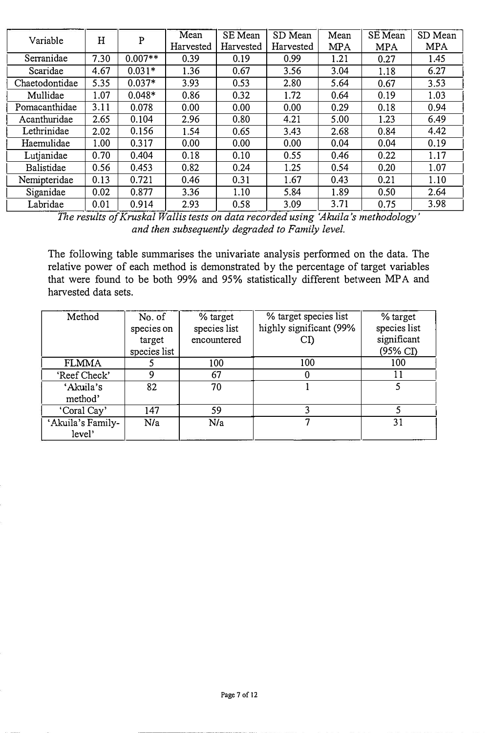| Variable | H | P | Mean Harvested | SE Mean Harvested | SD Mean Harvested | Mean MPA | SE Mean MPA | SD Mean MPA |
|---|---|---|---|---|---|---|---|---|
| Serranidae | 7.30 | 0.007** | 0.39 | 0.19 | 0.99 | 1.21 | 0.27 | 1.45 |
| Scaridae | 4.67 | 0.031* | 1.36 | 0.67 | 3.56 | 3.04 | 1.18 | 6.27 |
| Chaetodontidae | 5.35 | 0.037* | 3.93 | 0.53 | 2.80 | 5.64 | 0.67 | 3.53 |
| Mullidae | 1.07 | 0.048* | 0.86 | 0.32 | 1.72 | 0.64 | 0.19 | 1.03 |
| Pomacanthidae | 3.11 | 0.078 | 0.00 | 0.00 | 0.00 | 0.29 | 0.18 | 0.94 |
| Acanthuridae | 2.65 | 0.104 | 2.96 | 0.80 | 4.21 | 5.00 | 1.23 | 6.49 |
| Lethrinidae | 2.02 | 0.156 | 1.54 | 0.65 | 3.43 | 2.68 | 0.84 | 4.42 |
| Haemulidae | 1.00 | 0.317 | 0.00 | 0.00 | 0.00 | 0.04 | 0.04 | 0.19 |
| Lutjanidae | 0.70 | 0.404 | 0.18 | 0.10 | 0.55 | 0.46 | 0.22 | 1.17 |
| Balistidae | 0.56 | 0.453 | 0.82 | 0.24 | 1.25 | 0.54 | 0.20 | 1.07 |
| Nemipteridae | 0.13 | 0.721 | 0.46 | 0.31 | 1.67 | 0.43 | 0.21 | 1.10 |
| Siganidae | 0.02 | 0.877 | 3.36 | 1.10 | 5.84 | 1.89 | 0.50 | 2.64 |
| Labridae | 0.01 | 0.914 | 2.93 | 0.58 | 3.09 | 3.71 | 0.75 | 3.98 |

*The results of Kruskal Wallis tests on data recorded using 'Akuila's methodology' and then subsequently degraded to Family level.*

The following table summarises the univariate analysis performed on the data. The relative power of each method is demonstrated by the percentage of target variables that were found to be both 99% and 95% statistically different between MPA and harvested data sets.

| Method | No. of species on target species list | % target species list encountered | % target species list highly significant (99% CI) | % target species list significant (95% CI) |
|---|---|---|---|---|
| FLMMA | 5 | 100 | 100 | 100 |
| 'Reef Check' | 9 | 67 | 0 | 11 |
| 'Akuila's method' | 82 | 70 | 1 | 5 |
| 'Coral Cay' | 147 | 59 | 3 | 5 |
| 'Akuila's Family-level' | N/a | N/a | 7 | 31 |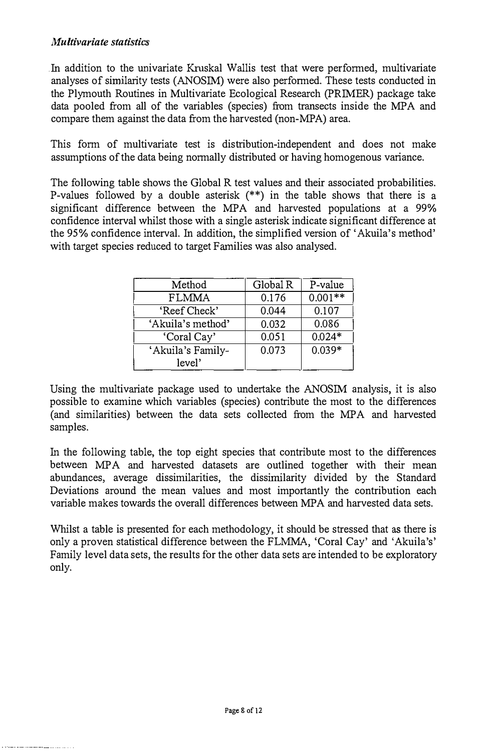*Multivariate statistics*

In addition to the univariate Kruskal Wallis test that were performed, multivariate analyses of similarity tests (ANOSIM) were also performed. These tests conducted in the Plymouth Routines in Multivariate Ecological Research (PRIMER) package take data pooled from all of the variables (species) from transects inside the MPA and compare them against the data from the harvested (non-MPA) area.

This form of multivariate test is distribution-independent and does not make assumptions of the data being normally distributed or having homogenous variance.

The following table shows the Global R test values and their associated probabilities. P-values followed by a double asterisk (**) in the table shows that there is a significant difference between the MPA and harvested populations at a 99% confidence interval whilst those with a single asterisk indicate significant difference at the 95% confidence interval. In addition, the simplified version of 'Akuila's method' with target species reduced to target Families was also analysed.

| Method | Global R | P-value |
|---|---|---|
| FLMMA | 0.176 | 0.001** |
| 'Reef Check' | 0.044 | 0.107 |
| 'Akuila's method' | 0.032 | 0.086 |
| 'Coral Cay' | 0.051 | 0.024* |
| 'Akuila's Family-level' | 0.073 | 0.039* |

Using the multivariate package used to undertake the ANOSIM analysis, it is also possible to examine which variables (species) contribute the most to the differences (and similarities) between the data sets collected from the MPA and harvested samples.

In the following table, the top eight species that contribute most to the differences between MPA and harvested datasets are outlined together with their mean abundances, average dissimilarities, the dissimilarity divided by the Standard Deviations around the mean values and most importantly the contribution each variable makes towards the overall differences between MPA and harvested data sets.

Whilst a table is presented for each methodology, it should be stressed that as there is only a proven statistical difference between the FLMMA, 'Coral Cay' and 'Akuila's' Family level data sets, the results for the other data sets are intended to be exploratory only.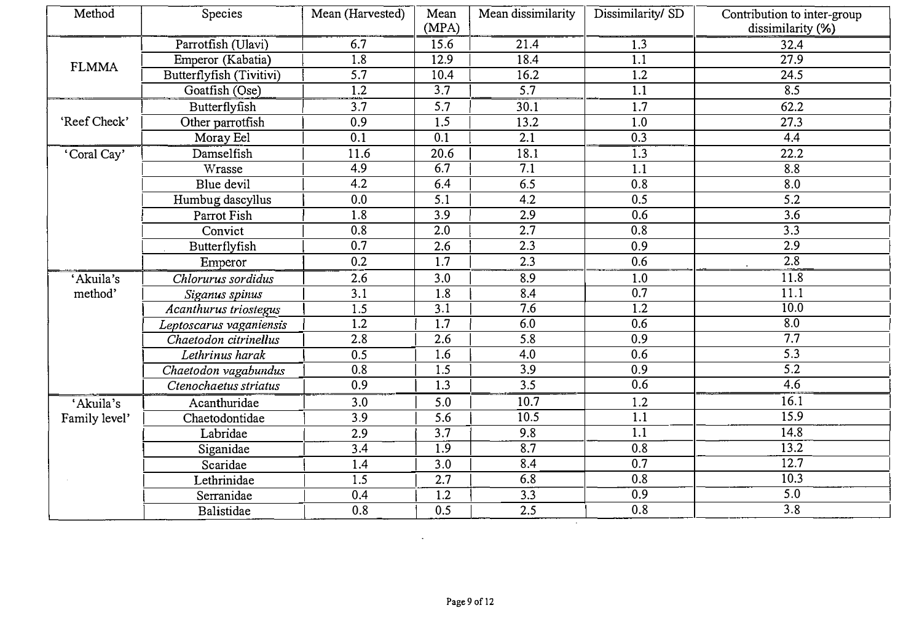| Method | Species | Mean (Harvested) | Mean (MPA) | Mean dissimilarity | Dissimilarity/ SD | Contribution to inter-group dissimilarity (%) |
|---|---|---|---|---|---|---|
| FLMMA | Parrotfish (Ulavi) | 6.7 | 15.6 | 21.4 | 1.3 | 32.4 |
| | Emperor (Kabatia) | 1.8 | 12.9 | 18.4 | 1.1 | 27.9 |
| | Butterflyfish (Tivitivi) | 5.7 | 10.4 | 16.2 | 1.2 | 24.5 |
| | Goatfish (Ose) | 1.2 | 3.7 | 5.7 | 1.1 | 8.5 |
| 'Reef Check' | Butterflyfish | 3.7 | 5.7 | 30.1 | 1.7 | 62.2 |
| | Other parrotfish | 0.9 | 1.5 | 13.2 | 1.0 | 27.3 |
| | Moray Eel | 0.1 | 0.1 | 2.1 | 0.3 | 4.4 |
| 'Coral Cay' | Damselfish | 11.6 | 20.6 | 18.1 | 1.3 | 22.2 |
| | Wrasse | 4.9 | 6.7 | 7.1 | 1.1 | 8.8 |
| | Blue devil | 4.2 | 6.4 | 6.5 | 0.8 | 8.0 |
| | Humbug dascyllus | 0.0 | 5.1 | 4.2 | 0.5 | 5.2 |
| | Parrot Fish | 1.8 | 3.9 | 2.9 | 0.6 | 3.6 |
| | Convict | 0.8 | 2.0 | 2.7 | 0.8 | 3.3 |
| | Butterflyfish | 0.7 | 2.6 | 2.3 | 0.9 | 2.9 |
| | Emperor | 0.2 | 1.7 | 2.3 | 0.6 | 2.8 |
| 'Akuila's method' | *Chlorurus sordidus* | 2.6 | 3.0 | 8.9 | 1.0 | 11.8 |
| | *Siganus spinus* | 3.1 | 1.8 | 8.4 | 0.7 | 11.1 |
| | *Acanthurus triostegus* | 1.5 | 3.1 | 7.6 | 1.2 | 10.0 |
| | *Leptoscarus vaganiensis* | 1.2 | 1.7 | 6.0 | 0.6 | 8.0 |
| | *Chaetodon citrinellus* | 2.8 | 2.6 | 5.8 | 0.9 | 7.7 |
| | *Lethrinus harak* | 0.5 | 1.6 | 4.0 | 0.6 | 5.3 |
| | *Chaetodon vagabundus* | 0.8 | 1.5 | 3.9 | 0.9 | 5.2 |
| | *Ctenochaetus striatus* | 0.9 | 1.3 | 3.5 | 0.6 | 4.6 |
| 'Akuila's Family level' | Acanthuridae | 3.0 | 5.0 | 10.7 | 1.2 | 16.1 |
| | Chaetodontidae | 3.9 | 5.6 | 10.5 | 1.1 | 15.9 |
| | Labridae | 2.9 | 3.7 | 9.8 | 1.1 | 14.8 |
| | Siganidae | 3.4 | 1.9 | 8.7 | 0.8 | 13.2 |
| | Scaridae | 1.4 | 3.0 | 8.4 | 0.7 | 12.7 |
| | Lethrinidae | 1.5 | 2.7 | 6.8 | 0.8 | 10.3 |
| | Serranidae | 0.4 | 1.2 | 3.3 | 0.9 | 5.0 |
| | Balistidae | 0.8 | 0.5 | 2.5 | 0.8 | 3.8 |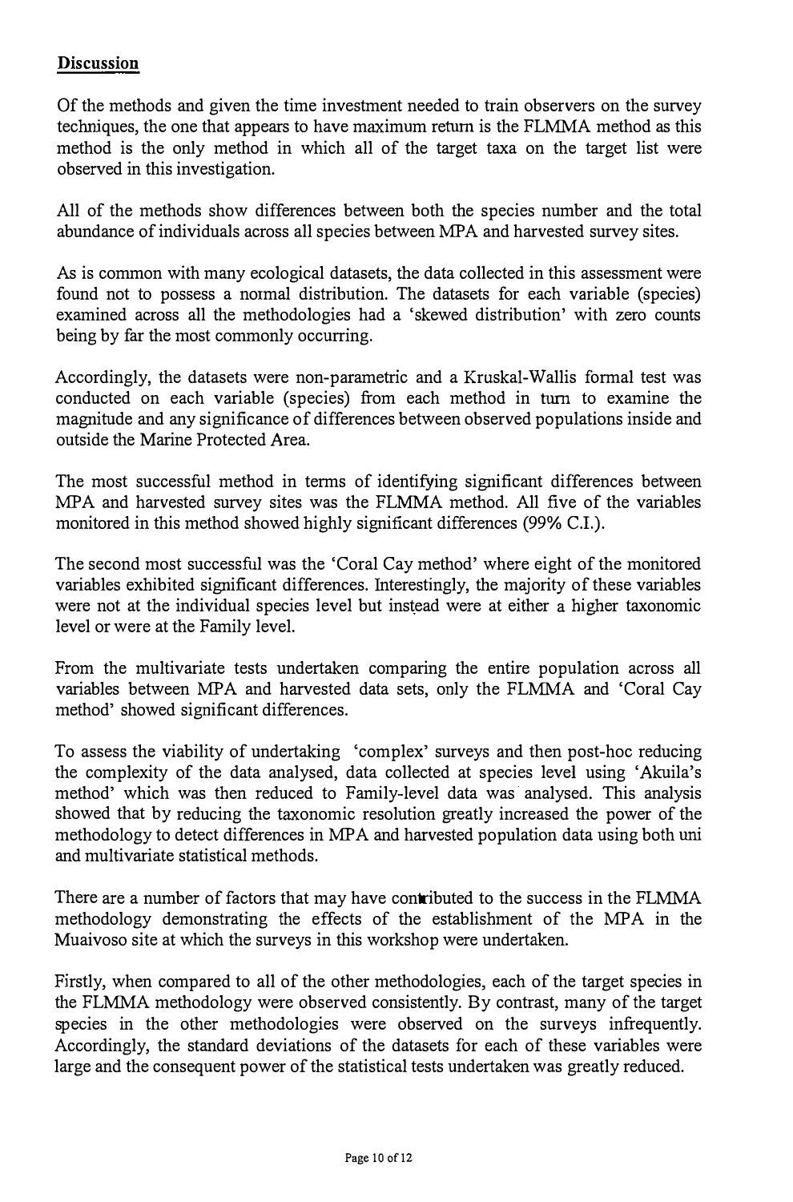## Discussion

Of the methods and given the time investment needed to train observers on the survey techniques, the one that appears to have maximum return is the FLMMA method as this method is the only method in which all of the target taxa on the target list were observed in this investigation.

All of the methods show differences between both the species number and the total abundance of individuals across all species between MPA and harvested survey sites.

As is common with many ecological datasets, the data collected in this assessment were found not to possess a normal distribution. The datasets for each variable (species) examined across all the methodologies had a 'skewed distribution' with zero counts being by far the most commonly occurring.

Accordingly, the datasets were non-parametric and a Kruskal-Wallis formal test was conducted on each variable (species) from each method in turn to examine the magnitude and any significance of differences between observed populations inside and outside the Marine Protected Area.

The most successful method in terms of identifying significant differences between MPA and harvested survey sites was the FLMMA method. All five of the variables monitored in this method showed highly significant differences (99% C.I.).

The second most successful was the 'Coral Cay method' where eight of the monitored variables exhibited significant differences. Interestingly, the majority of these variables were not at the individual species level but instead were at either a higher taxonomic level or were at the Family level.

From the multivariate tests undertaken comparing the entire population across all variables between MPA and harvested data sets, only the FLMMA and 'Coral Cay method' showed significant differences.

To assess the viability of undertaking 'complex' surveys and then post-hoc reducing the complexity of the data analysed, data collected at species level using 'Akuila's method' which was then reduced to Family-level data was analysed. This analysis showed that by reducing the taxonomic resolution greatly increased the power of the methodology to detect differences in MPA and harvested population data using both uni and multivariate statistical methods.

There are a number of factors that may have contributed to the success in the FLMMA methodology demonstrating the effects of the establishment of the MPA in the Muaivoso site at which the surveys in this workshop were undertaken.

Firstly, when compared to all of the other methodologies, each of the target species in the FLMMA methodology were observed consistently. By contrast, many of the target species in the other methodologies were observed on the surveys infrequently. Accordingly, the standard deviations of the datasets for each of these variables were large and the consequent power of the statistical tests undertaken was greatly reduced.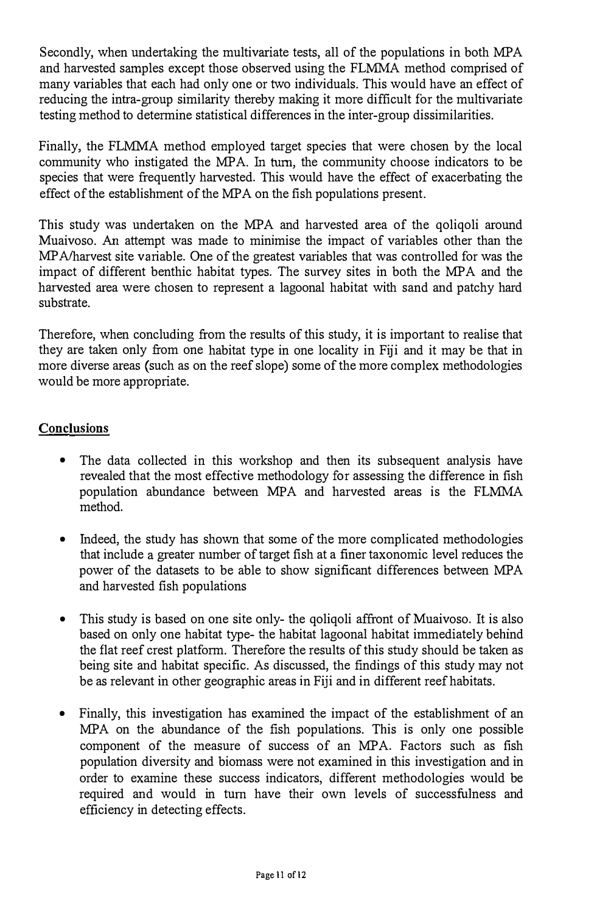Secondly, when undertaking the multivariate tests, all of the populations in both MPA and harvested samples except those observed using the FLMMA method comprised of many variables that each had only one or two individuals. This would have an effect of reducing the intra-group similarity thereby making it more difficult for the multivariate testing method to determine statistical differences in the inter-group dissimilarities.

Finally, the FLMMA method employed target species that were chosen by the local community who instigated the MPA. In turn, the community choose indicators to be species that were frequently harvested. This would have the effect of exacerbating the effect of the establishment of the MPA on the fish populations present.

This study was undertaken on the MPA and harvested area of the qoliqoli around Muaivoso. An attempt was made to minimise the impact of variables other than the MPA/harvest site variable. One of the greatest variables that was controlled for was the impact of different benthic habitat types. The survey sites in both the MPA and the harvested area were chosen to represent a lagoonal habitat with sand and patchy hard substrate.

Therefore, when concluding from the results of this study, it is important to realise that they are taken only from one habitat type in one locality in Fiji and it may be that in more diverse areas (such as on the reef slope) some of the more complex methodologies would be more appropriate.

## Conclusions

- The data collected in this workshop and then its subsequent analysis have revealed that the most effective methodology for assessing the difference in fish population abundance between MPA and harvested areas is the FLMMA method.

- Indeed, the study has shown that some of the more complicated methodologies that include a greater number of target fish at a finer taxonomic level reduces the power of the datasets to be able to show significant differences between MPA and harvested fish populations

- This study is based on one site only- the qoliqoli affront of Muaivoso. It is also based on only one habitat type- the habitat lagoonal habitat immediately behind the flat reef crest platform. Therefore the results of this study should be taken as being site and habitat specific. As discussed, the findings of this study may not be as relevant in other geographic areas in Fiji and in different reef habitats.

- Finally, this investigation has examined the impact of the establishment of an MPA on the abundance of the fish populations. This is only one possible component of the measure of success of an MPA. Factors such as fish population diversity and biomass were not examined in this investigation and in order to examine these success indicators, different methodologies would be required and would in turn have their own levels of successfulness and efficiency in detecting effects.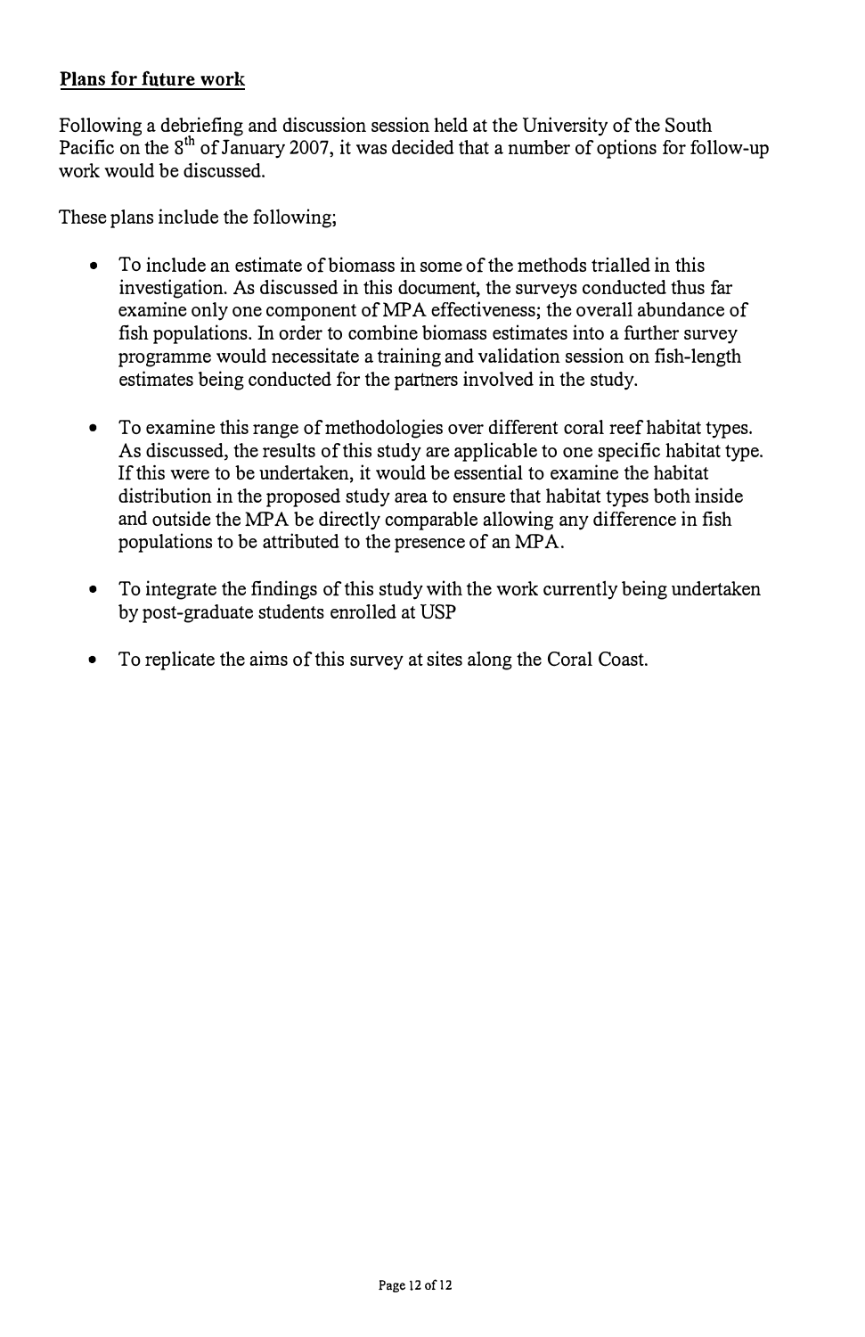## Plans for future work

Following a debriefing and discussion session held at the University of the South Pacific on the 8th of January 2007, it was decided that a number of options for follow-up work would be discussed.

These plans include the following;

- To include an estimate of biomass in some of the methods trialled in this investigation. As discussed in this document, the surveys conducted thus far examine only one component of MPA effectiveness; the overall abundance of fish populations. In order to combine biomass estimates into a further survey programme would necessitate a training and validation session on fish-length estimates being conducted for the partners involved in the study.

- To examine this range of methodologies over different coral reef habitat types. As discussed, the results of this study are applicable to one specific habitat type. If this were to be undertaken, it would be essential to examine the habitat distribution in the proposed study area to ensure that habitat types both inside and outside the MPA be directly comparable allowing any difference in fish populations to be attributed to the presence of an MPA.

- To integrate the findings of this study with the work currently being undertaken by post-graduate students enrolled at USP

- To replicate the aims of this survey at sites along the Coral Coast.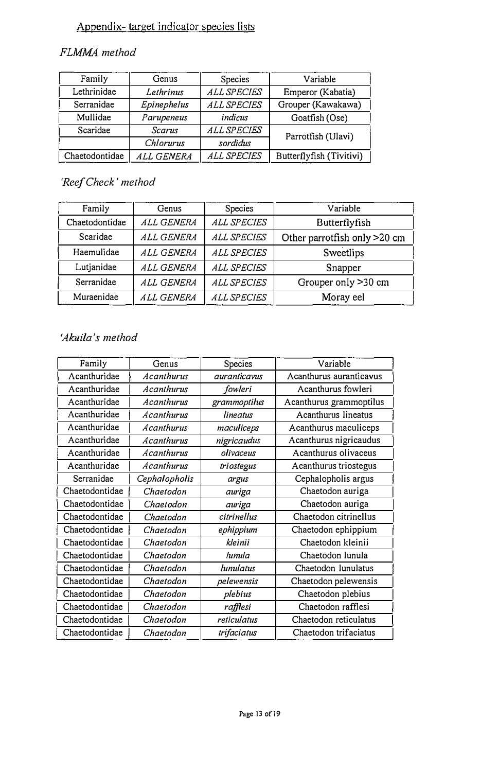## Appendix- target indicator species lists

### *FLMMA method*

| Family | Genus | Species | Variable |
|---|---|---|---|
| Lethrinidae | *Lethrinus* | *ALL SPECIES* | Emperor (Kabatia) |
| Serranidae | *Epinephelus* | *ALL SPECIES* | Grouper (Kawakawa) |
| Mullidae | *Parupeneus* | *indicus* | Goatfish (Ose) |
| Scaridae | *Scarus* | *ALL SPECIES* | Parrotfish (Ulavi) |
| | *Chlorurus* | *sordidus* | |
| Chaetodontidae | *ALL GENERA* | *ALL SPECIES* | Butterflyfish (Tivitivi) |

### *'Reef Check' method*

| Family | Genus | Species | Variable |
|---|---|---|---|
| Chaetodontidae | *ALL GENERA* | *ALL SPECIES* | Butterflyfish |
| Scaridae | *ALL GENERA* | *ALL SPECIES* | Other parrotfish only >20 cm |
| Haemulidae | *ALL GENERA* | *ALL SPECIES* | Sweetlips |
| Lutjanidae | *ALL GENERA* | *ALL SPECIES* | Snapper |
| Serranidae | *ALL GENERA* | *ALL SPECIES* | Grouper only >30 cm |
| Muraenidae | *ALL GENERA* | *ALL SPECIES* | Moray eel |

### *'Akuila's method*

| Family | Genus | Species | Variable |
|---|---|---|---|
| Acanthuridae | *Acanthurus* | *auranticavus* | Acanthurus auranticavus |
| Acanthuridae | *Acanthurus* | *fowleri* | Acanthurus fowleri |
| Acanthuridae | *Acanthurus* | *grammoptilus* | Acanthurus grammoptilus |
| Acanthuridae | *Acanthurus* | *lineatus* | Acanthurus lineatus |
| Acanthuridae | *Acanthurus* | *maculiceps* | Acanthurus maculiceps |
| Acanthuridae | *Acanthurus* | *nigricaudus* | Acanthurus nigricaudus |
| Acanthuridae | *Acanthurus* | *olivaceus* | Acanthurus olivaceus |
| Acanthuridae | *Acanthurus* | *triostegus* | Acanthurus triostegus |
| Serranidae | *Cephalopholis* | *argus* | Cephalopholis argus |
| Chaetodontidae | *Chaetodon* | *auriga* | Chaetodon auriga |
| Chaetodontidae | *Chaetodon* | *auriga* | Chaetodon auriga |
| Chaetodontidae | *Chaetodon* | *citrinellus* | Chaetodon citrinellus |
| Chaetodontidae | *Chaetodon* | *ephippium* | Chaetodon ephippium |
| Chaetodontidae | *Chaetodon* | *kleinii* | Chaetodon kleinii |
| Chaetodontidae | *Chaetodon* | *lunula* | Chaetodon lunula |
| Chaetodontidae | *Chaetodon* | *lunulatus* | Chaetodon lunulatus |
| Chaetodontidae | *Chaetodon* | *pelewensis* | Chaetodon pelewensis |
| Chaetodontidae | *Chaetodon* | *plebius* | Chaetodon plebius |
| Chaetodontidae | *Chaetodon* | *rafflesi* | Chaetodon rafflesi |
| Chaetodontidae | *Chaetodon* | *reticulatus* | Chaetodon reticulatus |
| Chaetodontidae | *Chaetodon* | *trifaciatus* | Chaetodon trifaciatus |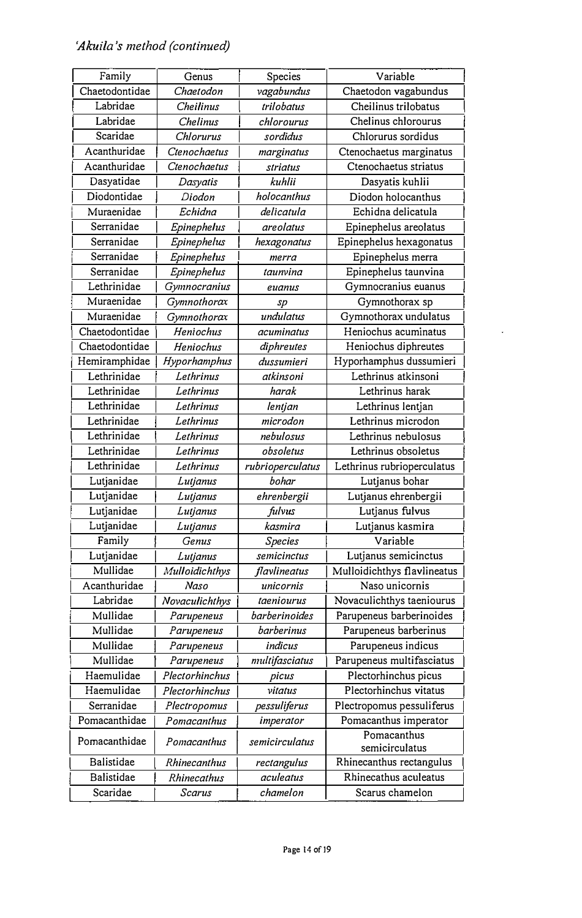*'Akuila's method (continued)*

| Family | Genus | Species | Variable |
| --- | --- | --- | --- |
| Chaetodontidae | *Chaetodon* | *vagabundus* | Chaetodon vagabundus |
| Labridae | *Cheilinus* | *trilobatus* | Cheilinus trilobatus |
| Labridae | *Chelinus* | *chlorourus* | Chelinus chlorourus |
| Scaridae | *Chlorurus* | *sordidus* | Chlorurus sordidus |
| Acanthuridae | *Ctenochaetus* | *marginatus* | Ctenochaetus marginatus |
| Acanthuridae | *Ctenochaetus* | *striatus* | Ctenochaetus striatus |
| Dasyatidae | *Dasyatis* | *kuhlii* | Dasyatis kuhlii |
| Diodontidae | *Diodon* | *holocanthus* | Diodon holocanthus |
| Muraenidae | *Echidna* | *delicatula* | Echidna delicatula |
| Serranidae | *Epinephelus* | *areolatus* | Epinephelus areolatus |
| Serranidae | *Epinephelus* | *hexagonatus* | Epinephelus hexagonatus |
| Serranidae | *Epinephelus* | *merra* | Epinephelus merra |
| Serranidae | *Epinephelus* | *taunvina* | Epinephelus taunvina |
| Lethrinidae | *Gymnocranius* | *euanus* | Gymnocranius euanus |
| Muraenidae | *Gymnothorax* | *sp* | Gymnothorax sp |
| Muraenidae | *Gymnothorax* | *undulatus* | Gymnothorax undulatus |
| Chaetodontidae | *Heniochus* | *acuminatus* | Heniochus acuminatus |
| Chaetodontidae | *Heniochus* | *diphreutes* | Heniochus diphreutes |
| Hemiramphidae | *Hyporhamphus* | *dussumieri* | Hyporhamphus dussumieri |
| Lethrinidae | *Lethrinus* | *atkinsoni* | Lethrinus atkinsoni |
| Lethrinidae | *Lethrinus* | *harak* | Lethrinus harak |
| Lethrinidae | *Lethrinus* | *lentjan* | Lethrinus lentjan |
| Lethrinidae | *Lethrinus* | *microdon* | Lethrinus microdon |
| Lethrinidae | *Lethrinus* | *nebulosus* | Lethrinus nebulosus |
| Lethrinidae | *Lethrinus* | *obsoletus* | Lethrinus obsoletus |
| Lethrinidae | *Lethrinus* | *rubrioperculatus* | Lethrinus rubrioperculatus |
| Lutjanidae | *Lutjanus* | *bohar* | Lutjanus bohar |
| Lutjanidae | *Lutjanus* | *ehrenbergii* | Lutjanus ehrenbergii |
| Lutjanidae | *Lutjanus* | *fulvus* | Lutjanus fulvus |
| Lutjanidae | *Lutjanus* | *kasmira* | Lutjanus kasmira |
| Family | *Genus* | *Species* | Variable |
| Lutjanidae | *Lutjanus* | *semicinctus* | Lutjanus semicinctus |
| Mullidae | *Mulloidichthys* | *flavlineatus* | Mulloidichthys flavlineatus |
| Acanthuridae | *Naso* | *unicornis* | Naso unicornis |
| Labridae | *Novaculichthys* | *taeniourus* | Novaculichthys taeniourus |
| Mullidae | *Parupeneus* | *barberinoides* | Parupeneus barberinoides |
| Mullidae | *Parupeneus* | *barberinus* | Parupeneus barberinus |
| Mullidae | *Parupeneus* | *indicus* | Parupeneus indicus |
| Mullidae | *Parupeneus* | *multifasciatus* | Parupeneus multifasciatus |
| Haemulidae | *Plectorhinchus* | *picus* | Plectorhinchus picus |
| Haemulidae | *Plectorhinchus* | *vitatus* | Plectorhinchus vitatus |
| Serranidae | *Plectropomus* | *pessuliferus* | Plectropomus pessuliferus |
| Pomacanthidae | *Pomacanthus* | *imperator* | Pomacanthus imperator |
| Pomacanthidae | *Pomacanthus* | *semicirculatus* | Pomacanthus semicirculatus |
| Balistidae | *Rhinecanthus* | *rectangulus* | Rhinecanthus rectangulus |
| Balistidae | *Rhinecathus* | *aculeatus* | Rhinecathus aculeatus |
| Scaridae | *Scarus* | *chamelon* | Scarus chamelon |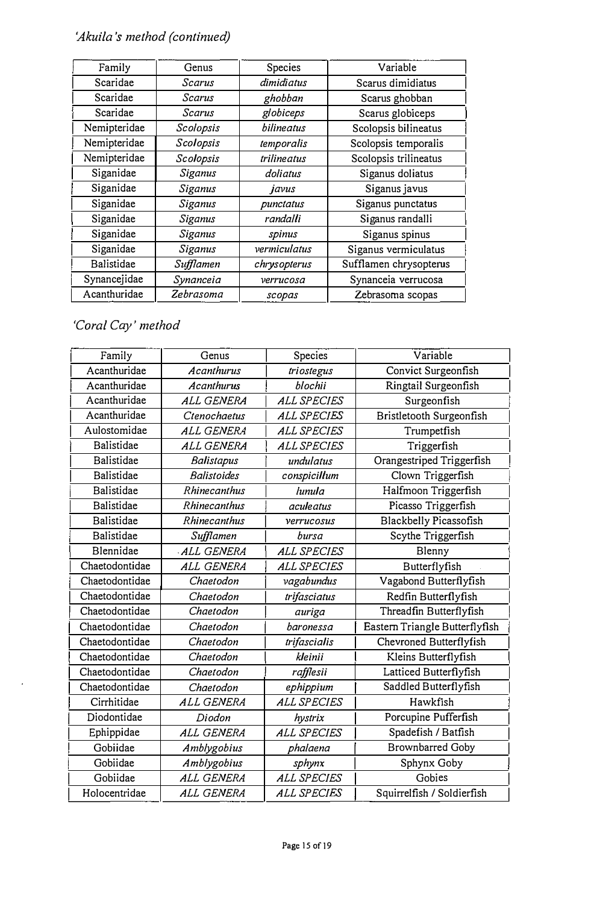*'Akuila's method (continued)*

| Family | Genus | Species | Variable |
|---|---|---|---|
| Scaridae | *Scarus* | *dimidiatus* | Scarus dimidiatus |
| Scaridae | *Scarus* | *ghobban* | Scarus ghobban |
| Scaridae | *Scarus* | *globiceps* | Scarus globiceps |
| Nemipteridae | *Scolopsis* | *bilineatus* | Scolopsis bilineatus |
| Nemipteridae | *Scolopsis* | *temporalis* | Scolopsis temporalis |
| Nemipteridae | *Scolopsis* | *trilineatus* | Scolopsis trilineatus |
| Siganidae | *Siganus* | *doliatus* | Siganus doliatus |
| Siganidae | *Siganus* | *javus* | Siganus javus |
| Siganidae | *Siganus* | *punctatus* | Siganus punctatus |
| Siganidae | *Siganus* | *randalli* | Siganus randalli |
| Siganidae | *Siganus* | *spinus* | Siganus spinus |
| Siganidae | *Siganus* | *vermiculatus* | Siganus vermiculatus |
| Balistidae | *Sufflamen* | *chrysopterus* | Sufflamen chrysopterus |
| Synancejidae | *Synanceia* | *verrucosa* | Synanceia verrucosa |
| Acanthuridae | *Zebrasoma* | *scopas* | Zebrasoma scopas |

*'Coral Cay' method*

| Family | Genus | Species | Variable |
|---|---|---|---|
| Acanthuridae | *Acanthurus* | *triostegus* | Convict Surgeonfish |
| Acanthuridae | *Acanthurus* | *blochii* | Ringtail Surgeonfish |
| Acanthuridae | *ALL GENERA* | *ALL SPECIES* | Surgeonfish |
| Acanthuridae | *Ctenochaetus* | *ALL SPECIES* | Bristletooth Surgeonfish |
| Aulostomidae | *ALL GENERA* | *ALL SPECIES* | Trumpetfish |
| Balistidae | *ALL GENERA* | *ALL SPECIES* | Triggerfish |
| Balistidae | *Balistapus* | *undulatus* | Orangestriped Triggerfish |
| Balistidae | *Balistoides* | *conspicillum* | Clown Triggerfish |
| Balistidae | *Rhinecanthus* | *lunula* | Halfmoon Triggerfish |
| Balistidae | *Rhinecanthus* | *aculeatus* | Picasso Triggerfish |
| Balistidae | *Rhinecanthus* | *verrucosus* | Blackbelly Picassofish |
| Balistidae | *Sufflamen* | *bursa* | Scythe Triggerfish |
| Blennidae | *ALL GENERA* | *ALL SPECIES* | Blenny |
| Chaetodontidae | *ALL GENERA* | *ALL SPECIES* | Butterflyfish |
| Chaetodontidae | *Chaetodon* | *vagabundus* | Vagabond Butterflyfish |
| Chaetodontidae | *Chaetodon* | *trifasciatus* | Redfin Butterflyfish |
| Chaetodontidae | *Chaetodon* | *auriga* | Threadfin Butterflyfish |
| Chaetodontidae | *Chaetodon* | *baronessa* | Eastern Triangle Butterflyfish |
| Chaetodontidae | *Chaetodon* | *trifascialis* | Chevroned Butterflyfish |
| Chaetodontidae | *Chaetodon* | *kleinii* | Kleins Butterflyfish |
| Chaetodontidae | *Chaetodon* | *rafflesii* | Latticed Butterflyfish |
| Chaetodontidae | *Chaetodon* | *ephippium* | Saddled Butterflyfish |
| Cirrhitidae | *ALL GENERA* | *ALL SPECIES* | Hawkfish |
| Diodontidae | *Diodon* | *hystrix* | Porcupine Pufferfish |
| Ephippidae | *ALL GENERA* | *ALL SPECIES* | Spadefish / Batfish |
| Gobiidae | *Amblygobius* | *phalaena* | Brownbarred Goby |
| Gobiidae | *Amblygobius* | *sphynx* | Sphynx Goby |
| Gobiidae | *ALL GENERA* | *ALL SPECIES* | Gobies |
| Holocentridae | *ALL GENERA* | *ALL SPECIES* | Squirrelfish / Soldierfish |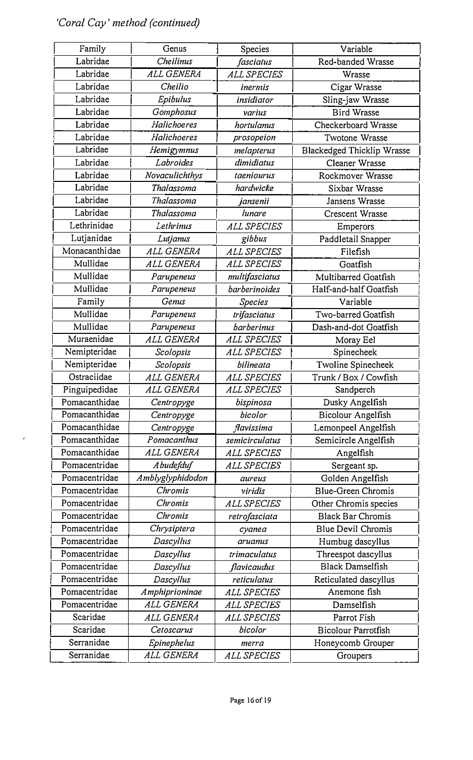*'Coral Cay' method (continued)*

| Family | Genus | Species | Variable |
|---|---|---|---|
| Labridae | *Cheilinus* | *fasciatus* | Red-banded Wrasse |
| Labridae | *ALL GENERA* | *ALL SPECIES* | Wrasse |
| Labridae | *Cheilio* | *inermis* | Cigar Wrasse |
| Labridae | *Epibulus* | *insidiator* | Sling-jaw Wrasse |
| Labridae | *Gomphosus* | *varius* | Bird Wrasse |
| Labridae | *Halichoeres* | *hortulanus* | Checkerboard Wrasse |
| Labridae | *Halichoeres* | *prosopeion* | Twotone Wrasse |
| Labridae | *Hemigymnus* | *melapterus* | Blackedged Thicklip Wrasse |
| Labridae | *Labroides* | *dimidiatus* | Cleaner Wrasse |
| Labridae | *Novaculichthys* | *taeniourus* | Rockmover Wrasse |
| Labridae | *Thalassoma* | *hardwicke* | Sixbar Wrasse |
| Labridae | *Thalassoma* | *jansenii* | Jansens Wrasse |
| Labridae | *Thalassoma* | *lunare* | Crescent Wrasse |
| Lethrinidae | *Lethrinus* | *ALL SPECIES* | Emperors |
| Lutjanidae | *Lutjanus* | *gibbus* | Paddletail Snapper |
| Monacanthidae | *ALL GENERA* | *ALL SPECIES* | Filefish |
| Mullidae | *ALL GENERA* | *ALL SPECIES* | Goatfish |
| Mullidae | *Parupeneus* | *multifasciatus* | Multibarred Goatfish |
| Mullidae | *Parupeneus* | *barberinoides* | Half-and-half Goatfish |
| Family | *Genus* | *Species* | Variable |
| Mullidae | *Parupeneus* | *trifasciatus* | Two-barred Goatfish |
| Mullidae | *Parupeneus* | *barberinus* | Dash-and-dot Goatfish |
| Muraenidae | *ALL GENERA* | *ALL SPECIES* | Moray Eel |
| Nemipteridae | *Scolopsis* | *ALL SPECIES* | Spinecheek |
| Nemipteridae | *Scolopsis* | *bilineata* | Twoline Spinecheek |
| Ostraciidae | *ALL GENERA* | *ALL SPECIES* | Trunk / Box / Cowfish |
| Pinguipedidae | *ALL GENERA* | *ALL SPECIES* | Sandperch |
| Pomacanthidae | *Centropyge* | *bispinosa* | Dusky Angelfish |
| Pomacanthidae | *Centropyge* | *bicolor* | Bicolour Angelfish |
| Pomacanthidae | *Centropyge* | *flavissima* | Lemonpeel Angelfish |
| Pomacanthidae | *Pomacanthus* | *semicirculatus* | Semicircle Angelfish |
| Pomacanthidae | *ALL GENERA* | *ALL SPECIES* | Angelfish |
| Pomacentridae | *Abudefduf* | *ALL SPECIES* | Sergeant sp. |
| Pomacentridae | *Amblyglyphidodon* | *aureus* | Golden Angelfish |
| Pomacentridae | *Chromis* | *viridis* | Blue-Green Chromis |
| Pomacentridae | *Chromis* | *ALL SPECIES* | Other Chromis species |
| Pomacentridae | *Chromis* | *retrofasciata* | Black Bar Chromis |
| Pomacentridae | *Chrysiptera* | *cyanea* | Blue Devil Chromis |
| Pomacentridae | *Dascyllus* | *aruanus* | Humbug dascyllus |
| Pomacentridae | *Dascyllus* | *trimaculatus* | Threespot dascyllus |
| Pomacentridae | *Dascyllus* | *flavicaudus* | Black Damselfish |
| Pomacentridae | *Dascyllus* | *reticulatus* | Reticulated dascyllus |
| Pomacentridae | *Amphiprioninae* | *ALL SPECIES* | Anemone fish |
| Pomacentridae | *ALL GENERA* | *ALL SPECIES* | Damselfish |
| Scaridae | *ALL GENERA* | *ALL SPECIES* | Parrot Fish |
| Scaridae | *Cetoscarus* | *bicolor* | Bicolour Parrotfish |
| Serranidae | *Epinephelus* | *merra* | Honeycomb Grouper |
| Serranidae | *ALL GENERA* | *ALL SPECIES* | Groupers |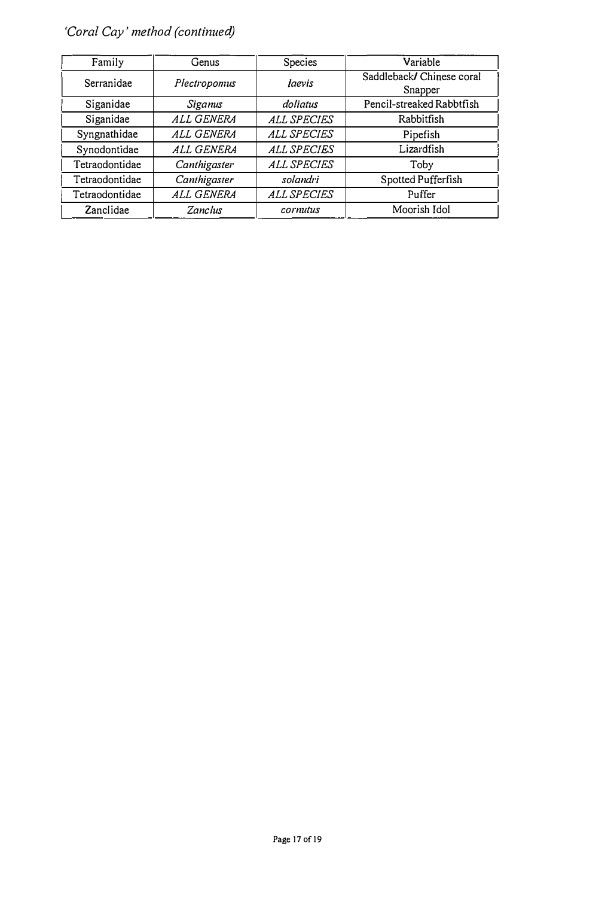*'Coral Cay' method (continued)*

| Family | Genus | Species | Variable |
|---|---|---|---|
| Serranidae | *Plectropomus* | *laevis* | Saddleback/ Chinese coral Snapper |
| Siganidae | *Siganus* | *doliatus* | Pencil-streaked Rabbtfish |
| Siganidae | *ALL GENERA* | *ALL SPECIES* | Rabbitfish |
| Syngnathidae | *ALL GENERA* | *ALL SPECIES* | Pipefish |
| Synodontidae | *ALL GENERA* | *ALL SPECIES* | Lizardfish |
| Tetraodontidae | *Canthigaster* | *ALL SPECIES* | Toby |
| Tetraodontidae | *Canthigaster* | *solandri* | Spotted Pufferfish |
| Tetraodontidae | *ALL GENERA* | *ALL SPECIES* | Puffer |
| Zanclidae | *Zanclus* | *cornutus* | Moorish Idol |